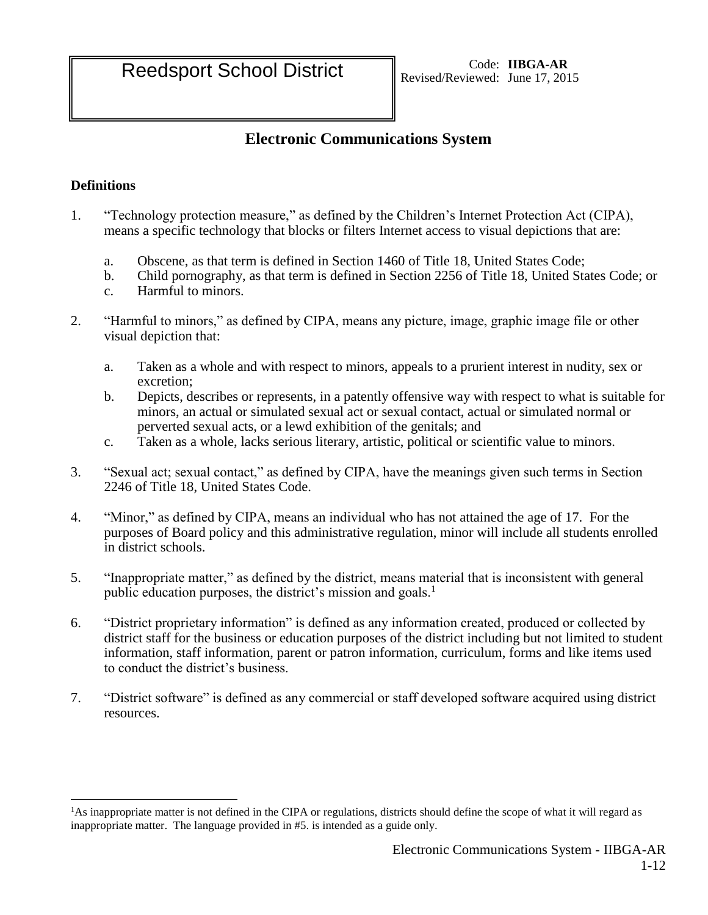# Reedsport School District

Code: **IIBGA-AR**
Revised/Reviewed: June 17, 2015

## Electronic Communications System

### Definitions

1. "Technology protection measure," as defined by the Children's Internet Protection Act (CIPA), means a specific technology that blocks or filters Internet access to visual depictions that are:

   a. Obscene, as that term is defined in Section 1460 of Title 18, United States Code;
   b. Child pornography, as that term is defined in Section 2256 of Title 18, United States Code; or
   c. Harmful to minors.

2. "Harmful to minors," as defined by CIPA, means any picture, image, graphic image file or other visual depiction that:

   a. Taken as a whole and with respect to minors, appeals to a prurient interest in nudity, sex or excretion;
   b. Depicts, describes or represents, in a patently offensive way with respect to what is suitable for minors, an actual or simulated sexual act or sexual contact, actual or simulated normal or perverted sexual acts, or a lewd exhibition of the genitals; and
   c. Taken as a whole, lacks serious literary, artistic, political or scientific value to minors.

3. "Sexual act; sexual contact," as defined by CIPA, have the meanings given such terms in Section 2246 of Title 18, United States Code.

4. "Minor," as defined by CIPA, means an individual who has not attained the age of 17. For the purposes of Board policy and this administrative regulation, minor will include all students enrolled in district schools.

5. "Inappropriate matter," as defined by the district, means material that is inconsistent with general public education purposes, the district's mission and goals.[1]

6. "District proprietary information" is defined as any information created, produced or collected by district staff for the business or education purposes of the district including but not limited to student information, staff information, parent or patron information, curriculum, forms and like items used to conduct the district's business.

7. "District software" is defined as any commercial or staff developed software acquired using district resources.

---

[1] As inappropriate matter is not defined in the CIPA or regulations, districts should define the scope of what it will regard as inappropriate matter. The language provided in #5. is intended as a guide only.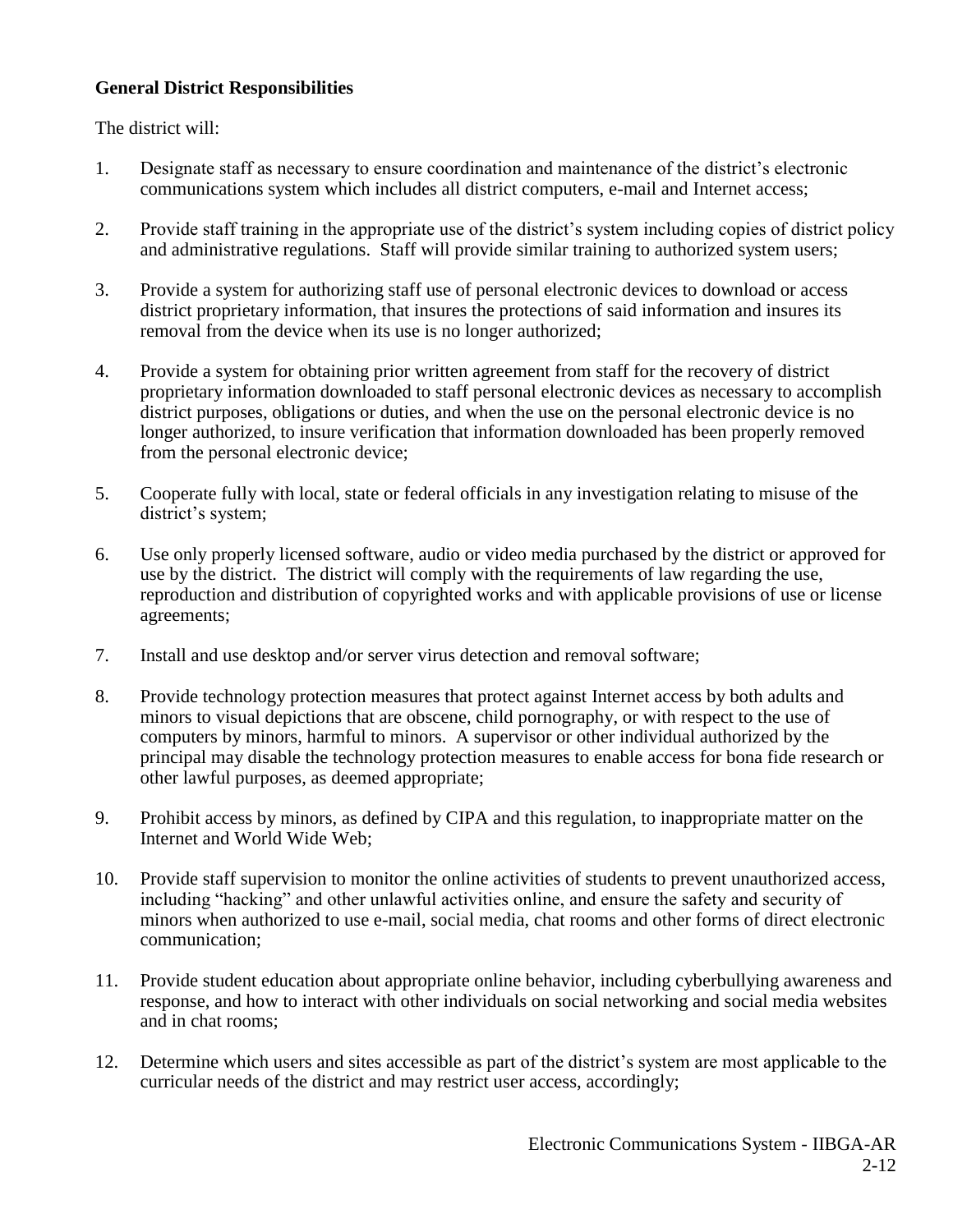**General District Responsibilities**

The district will:

1. Designate staff as necessary to ensure coordination and maintenance of the district's electronic communications system which includes all district computers, e-mail and Internet access;

2. Provide staff training in the appropriate use of the district's system including copies of district policy and administrative regulations. Staff will provide similar training to authorized system users;

3. Provide a system for authorizing staff use of personal electronic devices to download or access district proprietary information, that insures the protections of said information and insures its removal from the device when its use is no longer authorized;

4. Provide a system for obtaining prior written agreement from staff for the recovery of district proprietary information downloaded to staff personal electronic devices as necessary to accomplish district purposes, obligations or duties, and when the use on the personal electronic device is no longer authorized, to insure verification that information downloaded has been properly removed from the personal electronic device;

5. Cooperate fully with local, state or federal officials in any investigation relating to misuse of the district's system;

6. Use only properly licensed software, audio or video media purchased by the district or approved for use by the district. The district will comply with the requirements of law regarding the use, reproduction and distribution of copyrighted works and with applicable provisions of use or license agreements;

7. Install and use desktop and/or server virus detection and removal software;

8. Provide technology protection measures that protect against Internet access by both adults and minors to visual depictions that are obscene, child pornography, or with respect to the use of computers by minors, harmful to minors. A supervisor or other individual authorized by the principal may disable the technology protection measures to enable access for bona fide research or other lawful purposes, as deemed appropriate;

9. Prohibit access by minors, as defined by CIPA and this regulation, to inappropriate matter on the Internet and World Wide Web;

10. Provide staff supervision to monitor the online activities of students to prevent unauthorized access, including "hacking" and other unlawful activities online, and ensure the safety and security of minors when authorized to use e-mail, social media, chat rooms and other forms of direct electronic communication;

11. Provide student education about appropriate online behavior, including cyberbullying awareness and response, and how to interact with other individuals on social networking and social media websites and in chat rooms;

12. Determine which users and sites accessible as part of the district's system are most applicable to the curricular needs of the district and may restrict user access, accordingly;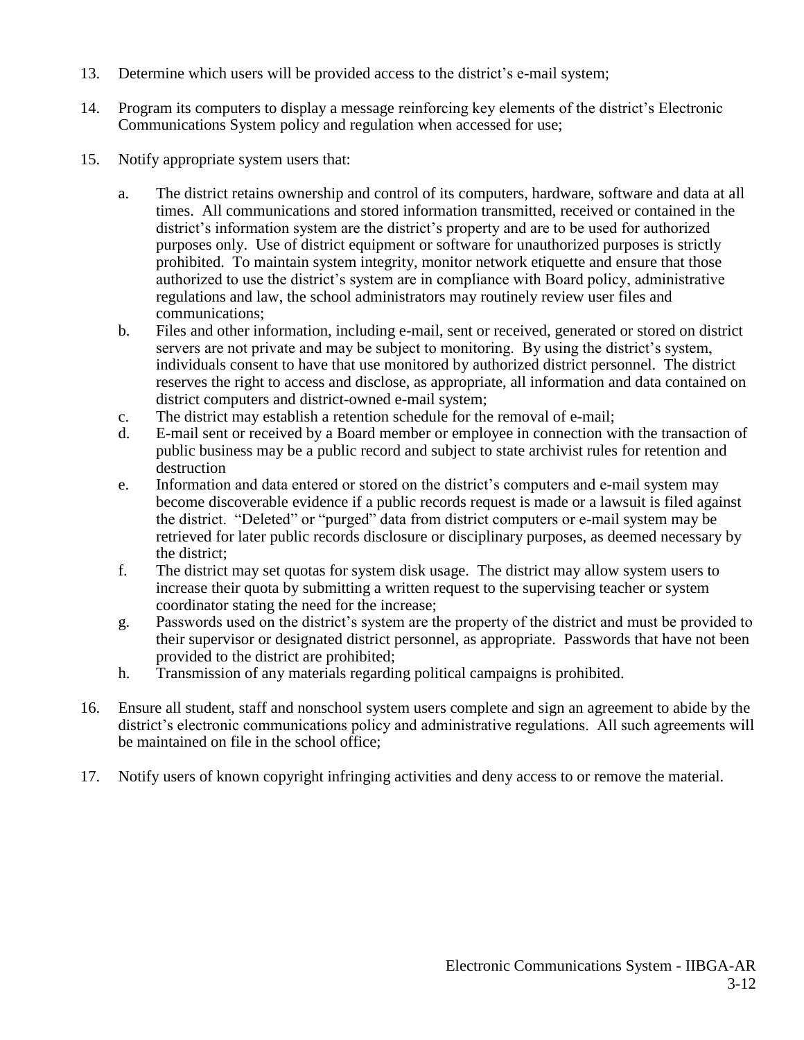13. Determine which users will be provided access to the district's e-mail system;

14. Program its computers to display a message reinforcing key elements of the district's Electronic Communications System policy and regulation when accessed for use;

15. Notify appropriate system users that:

    a. The district retains ownership and control of its computers, hardware, software and data at all times. All communications and stored information transmitted, received or contained in the district's information system are the district's property and are to be used for authorized purposes only. Use of district equipment or software for unauthorized purposes is strictly prohibited. To maintain system integrity, monitor network etiquette and ensure that those authorized to use the district's system are in compliance with Board policy, administrative regulations and law, the school administrators may routinely review user files and communications;
    b. Files and other information, including e-mail, sent or received, generated or stored on district servers are not private and may be subject to monitoring. By using the district's system, individuals consent to have that use monitored by authorized district personnel. The district reserves the right to access and disclose, as appropriate, all information and data contained on district computers and district-owned e-mail system;
    c. The district may establish a retention schedule for the removal of e-mail;
    d. E-mail sent or received by a Board member or employee in connection with the transaction of public business may be a public record and subject to state archivist rules for retention and destruction
    e. Information and data entered or stored on the district's computers and e-mail system may become discoverable evidence if a public records request is made or a lawsuit is filed against the district. "Deleted" or "purged" data from district computers or e-mail system may be retrieved for later public records disclosure or disciplinary purposes, as deemed necessary by the district;
    f. The district may set quotas for system disk usage. The district may allow system users to increase their quota by submitting a written request to the supervising teacher or system coordinator stating the need for the increase;
    g. Passwords used on the district's system are the property of the district and must be provided to their supervisor or designated district personnel, as appropriate. Passwords that have not been provided to the district are prohibited;
    h. Transmission of any materials regarding political campaigns is prohibited.

16. Ensure all student, staff and nonschool system users complete and sign an agreement to abide by the district's electronic communications policy and administrative regulations. All such agreements will be maintained on file in the school office;

17. Notify users of known copyright infringing activities and deny access to or remove the material.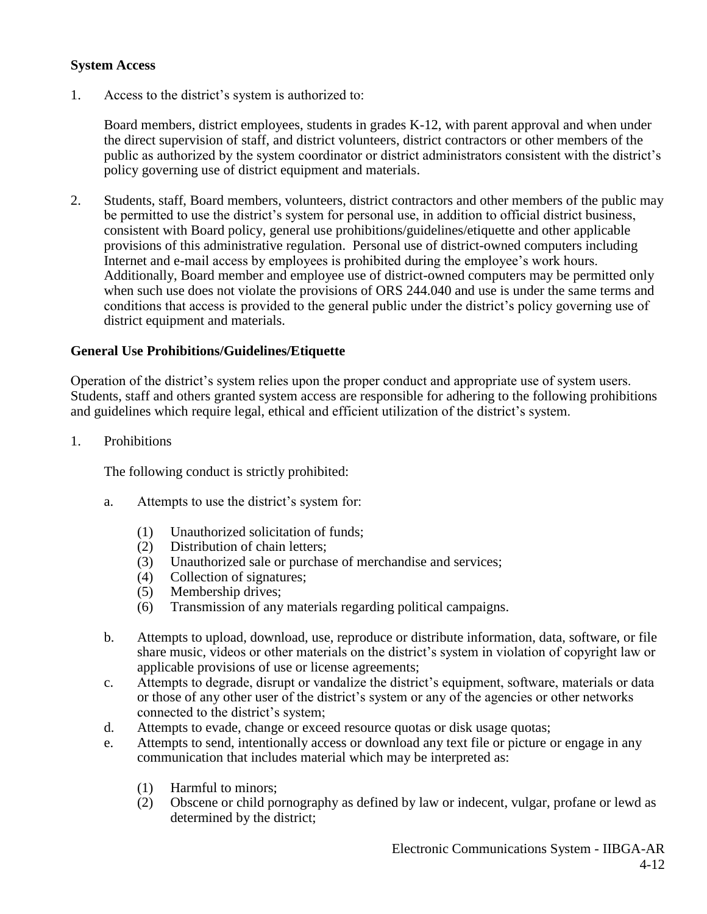**System Access**

1. Access to the district's system is authorized to:

   Board members, district employees, students in grades K-12, with parent approval and when under the direct supervision of staff, and district volunteers, district contractors or other members of the public as authorized by the system coordinator or district administrators consistent with the district's policy governing use of district equipment and materials.

2. Students, staff, Board members, volunteers, district contractors and other members of the public may be permitted to use the district's system for personal use, in addition to official district business, consistent with Board policy, general use prohibitions/guidelines/etiquette and other applicable provisions of this administrative regulation. Personal use of district-owned computers including Internet and e-mail access by employees is prohibited during the employee's work hours. Additionally, Board member and employee use of district-owned computers may be permitted only when such use does not violate the provisions of ORS 244.040 and use is under the same terms and conditions that access is provided to the general public under the district's policy governing use of district equipment and materials.

**General Use Prohibitions/Guidelines/Etiquette**

Operation of the district's system relies upon the proper conduct and appropriate use of system users. Students, staff and others granted system access are responsible for adhering to the following prohibitions and guidelines which require legal, ethical and efficient utilization of the district's system.

1. Prohibitions

   The following conduct is strictly prohibited:

   a. Attempts to use the district's system for:

      (1) Unauthorized solicitation of funds;
      (2) Distribution of chain letters;
      (3) Unauthorized sale or purchase of merchandise and services;
      (4) Collection of signatures;
      (5) Membership drives;
      (6) Transmission of any materials regarding political campaigns.

   b. Attempts to upload, download, use, reproduce or distribute information, data, software, or file share music, videos or other materials on the district's system in violation of copyright law or applicable provisions of use or license agreements;

   c. Attempts to degrade, disrupt or vandalize the district's equipment, software, materials or data or those of any other user of the district's system or any of the agencies or other networks connected to the district's system;

   d. Attempts to evade, change or exceed resource quotas or disk usage quotas;

   e. Attempts to send, intentionally access or download any text file or picture or engage in any communication that includes material which may be interpreted as:

      (1) Harmful to minors;
      (2) Obscene or child pornography as defined by law or indecent, vulgar, profane or lewd as determined by the district;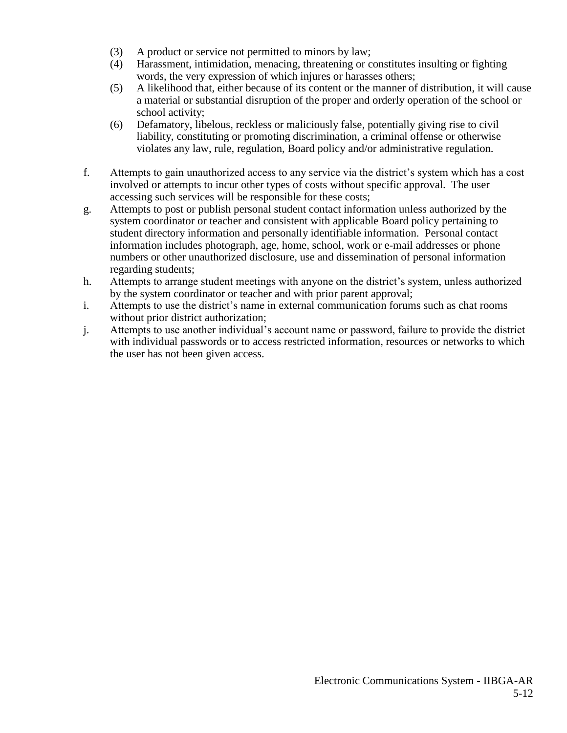(3) A product or service not permitted to minors by law;
   (4) Harassment, intimidation, menacing, threatening or constitutes insulting or fighting words, the very expression of which injures or harasses others;
   (5) A likelihood that, either because of its content or the manner of distribution, it will cause a material or substantial disruption of the proper and orderly operation of the school or school activity;
   (6) Defamatory, libelous, reckless or maliciously false, potentially giving rise to civil liability, constituting or promoting discrimination, a criminal offense or otherwise violates any law, rule, regulation, Board policy and/or administrative regulation.

f. Attempts to gain unauthorized access to any service via the district's system which has a cost involved or attempts to incur other types of costs without specific approval. The user accessing such services will be responsible for these costs;
g. Attempts to post or publish personal student contact information unless authorized by the system coordinator or teacher and consistent with applicable Board policy pertaining to student directory information and personally identifiable information. Personal contact information includes photograph, age, home, school, work or e-mail addresses or phone numbers or other unauthorized disclosure, use and dissemination of personal information regarding students;
h. Attempts to arrange student meetings with anyone on the district's system, unless authorized by the system coordinator or teacher and with prior parent approval;
i. Attempts to use the district's name in external communication forums such as chat rooms without prior district authorization;
j. Attempts to use another individual's account name or password, failure to provide the district with individual passwords or to access restricted information, resources or networks to which the user has not been given access.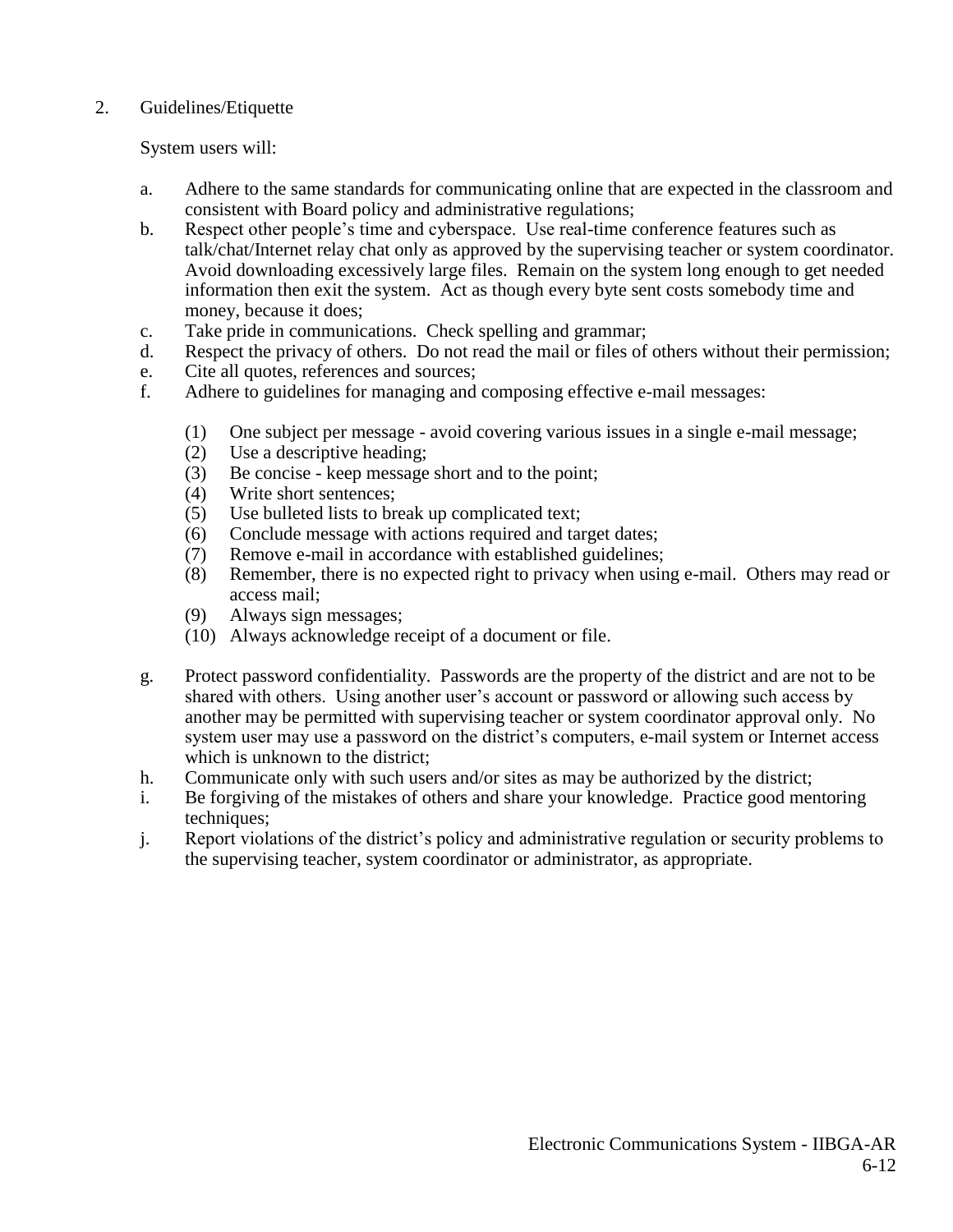2. Guidelines/Etiquette

   System users will:

   a. Adhere to the same standards for communicating online that are expected in the classroom and consistent with Board policy and administrative regulations;
   b. Respect other people's time and cyberspace. Use real-time conference features such as talk/chat/Internet relay chat only as approved by the supervising teacher or system coordinator. Avoid downloading excessively large files. Remain on the system long enough to get needed information then exit the system. Act as though every byte sent costs somebody time and money, because it does;
   c. Take pride in communications. Check spelling and grammar;
   d. Respect the privacy of others. Do not read the mail or files of others without their permission;
   e. Cite all quotes, references and sources;
   f. Adhere to guidelines for managing and composing effective e-mail messages:

      (1) One subject per message - avoid covering various issues in a single e-mail message;
      (2) Use a descriptive heading;
      (3) Be concise - keep message short and to the point;
      (4) Write short sentences;
      (5) Use bulleted lists to break up complicated text;
      (6) Conclude message with actions required and target dates;
      (7) Remove e-mail in accordance with established guidelines;
      (8) Remember, there is no expected right to privacy when using e-mail. Others may read or access mail;
      (9) Always sign messages;
      (10) Always acknowledge receipt of a document or file.

   g. Protect password confidentiality. Passwords are the property of the district and are not to be shared with others. Using another user's account or password or allowing such access by another may be permitted with supervising teacher or system coordinator approval only. No system user may use a password on the district's computers, e-mail system or Internet access which is unknown to the district;
   h. Communicate only with such users and/or sites as may be authorized by the district;
   i. Be forgiving of the mistakes of others and share your knowledge. Practice good mentoring techniques;
   j. Report violations of the district's policy and administrative regulation or security problems to the supervising teacher, system coordinator or administrator, as appropriate.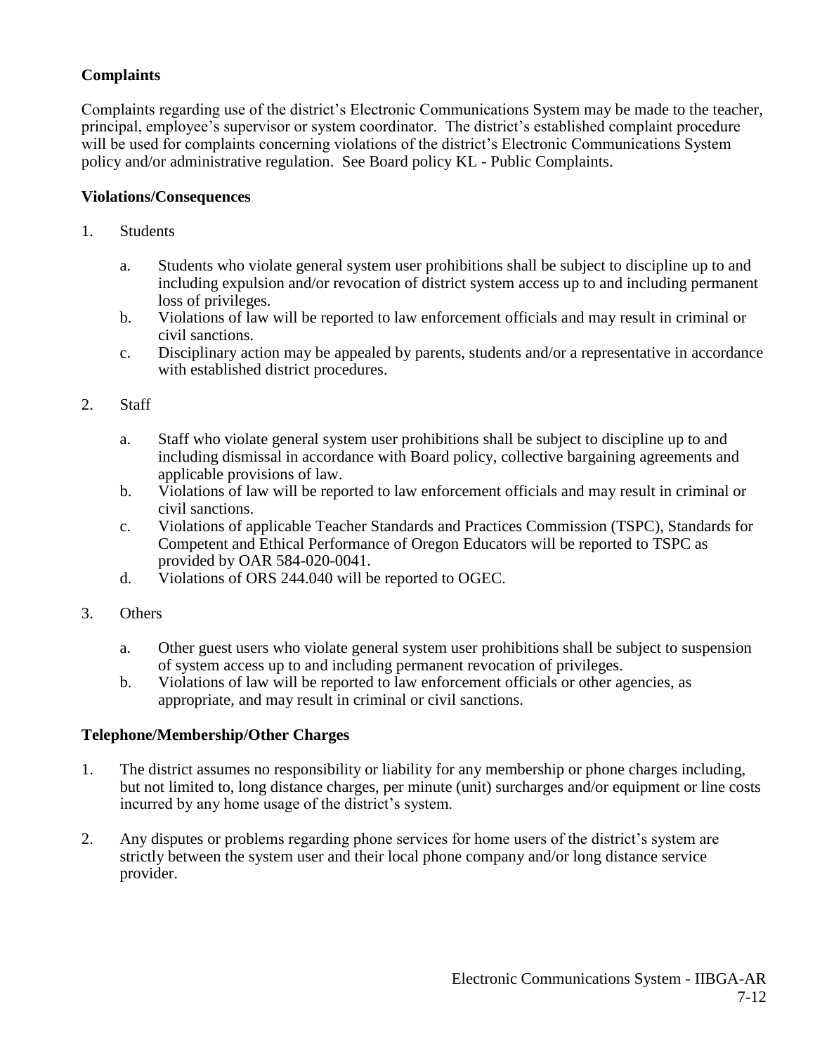**Complaints**

Complaints regarding use of the district's Electronic Communications System may be made to the teacher, principal, employee's supervisor or system coordinator. The district's established complaint procedure will be used for complaints concerning violations of the district's Electronic Communications System policy and/or administrative regulation. See Board policy KL - Public Complaints.

**Violations/Consequences**

1. Students

   a. Students who violate general system user prohibitions shall be subject to discipline up to and including expulsion and/or revocation of district system access up to and including permanent loss of privileges.
   b. Violations of law will be reported to law enforcement officials and may result in criminal or civil sanctions.
   c. Disciplinary action may be appealed by parents, students and/or a representative in accordance with established district procedures.

2. Staff

   a. Staff who violate general system user prohibitions shall be subject to discipline up to and including dismissal in accordance with Board policy, collective bargaining agreements and applicable provisions of law.
   b. Violations of law will be reported to law enforcement officials and may result in criminal or civil sanctions.
   c. Violations of applicable Teacher Standards and Practices Commission (TSPC), Standards for Competent and Ethical Performance of Oregon Educators will be reported to TSPC as provided by OAR 584-020-0041.
   d. Violations of ORS 244.040 will be reported to OGEC.

3. Others

   a. Other guest users who violate general system user prohibitions shall be subject to suspension of system access up to and including permanent revocation of privileges.
   b. Violations of law will be reported to law enforcement officials or other agencies, as appropriate, and may result in criminal or civil sanctions.

**Telephone/Membership/Other Charges**

1. The district assumes no responsibility or liability for any membership or phone charges including, but not limited to, long distance charges, per minute (unit) surcharges and/or equipment or line costs incurred by any home usage of the district's system.

2. Any disputes or problems regarding phone services for home users of the district's system are strictly between the system user and their local phone company and/or long distance service provider.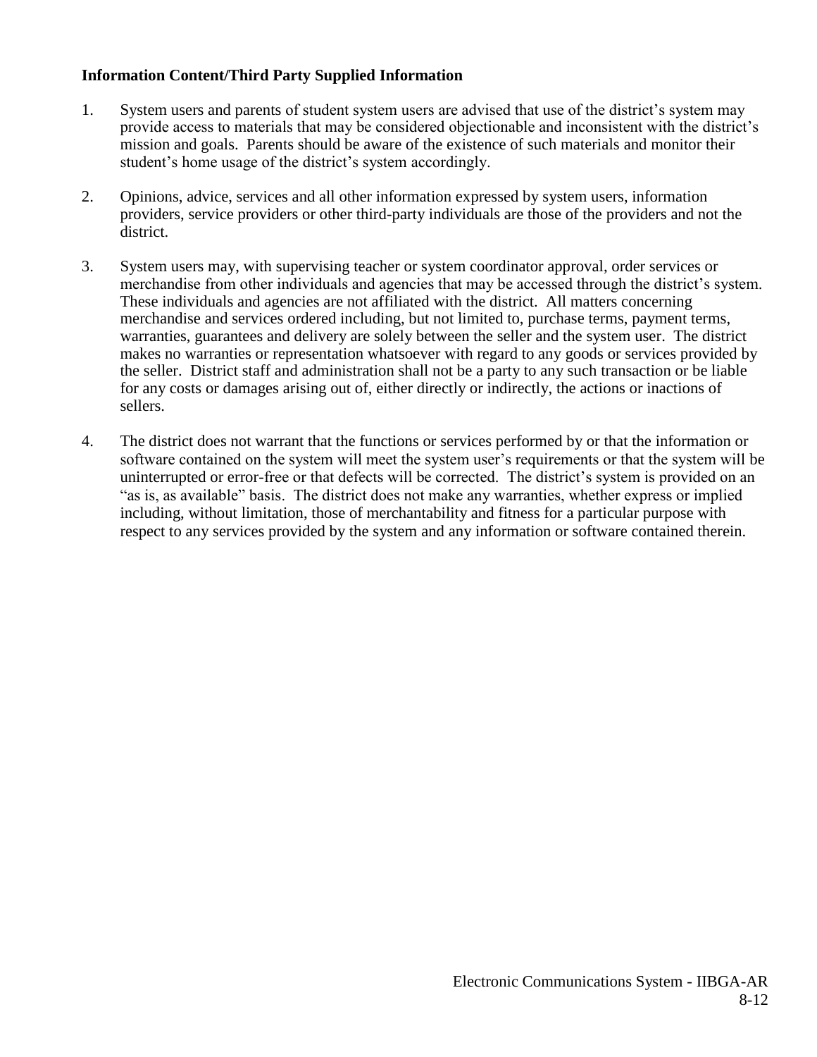**Information Content/Third Party Supplied Information**

1. System users and parents of student system users are advised that use of the district's system may provide access to materials that may be considered objectionable and inconsistent with the district's mission and goals. Parents should be aware of the existence of such materials and monitor their student's home usage of the district's system accordingly.

2. Opinions, advice, services and all other information expressed by system users, information providers, service providers or other third-party individuals are those of the providers and not the district.

3. System users may, with supervising teacher or system coordinator approval, order services or merchandise from other individuals and agencies that may be accessed through the district's system. These individuals and agencies are not affiliated with the district. All matters concerning merchandise and services ordered including, but not limited to, purchase terms, payment terms, warranties, guarantees and delivery are solely between the seller and the system user. The district makes no warranties or representation whatsoever with regard to any goods or services provided by the seller. District staff and administration shall not be a party to any such transaction or be liable for any costs or damages arising out of, either directly or indirectly, the actions or inactions of sellers.

4. The district does not warrant that the functions or services performed by or that the information or software contained on the system will meet the system user's requirements or that the system will be uninterrupted or error-free or that defects will be corrected. The district's system is provided on an "as is, as available" basis. The district does not make any warranties, whether express or implied including, without limitation, those of merchantability and fitness for a particular purpose with respect to any services provided by the system and any information or software contained therein.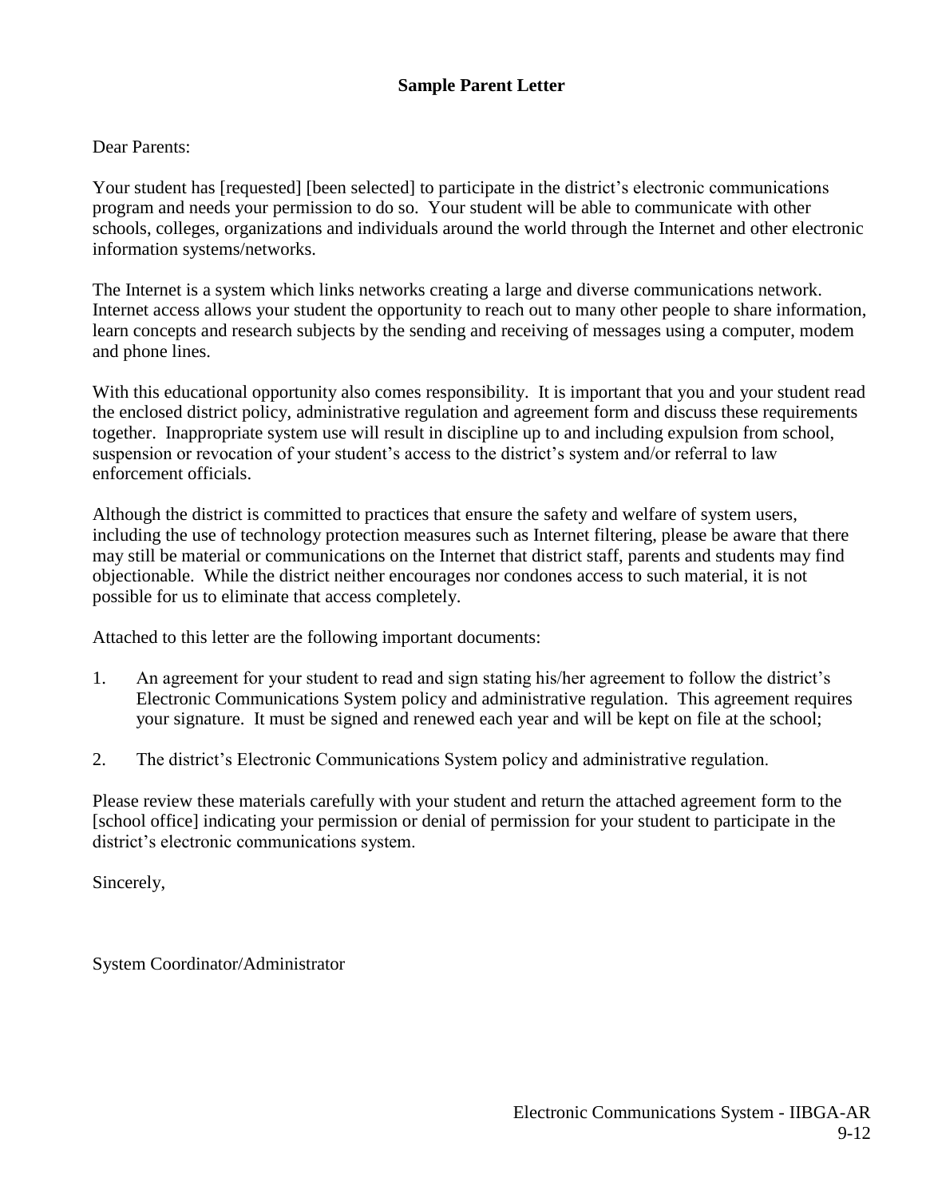**Sample Parent Letter**

Dear Parents:

Your student has [requested] [been selected] to participate in the district's electronic communications program and needs your permission to do so. Your student will be able to communicate with other schools, colleges, organizations and individuals around the world through the Internet and other electronic information systems/networks.

The Internet is a system which links networks creating a large and diverse communications network. Internet access allows your student the opportunity to reach out to many other people to share information, learn concepts and research subjects by the sending and receiving of messages using a computer, modem and phone lines.

With this educational opportunity also comes responsibility. It is important that you and your student read the enclosed district policy, administrative regulation and agreement form and discuss these requirements together. Inappropriate system use will result in discipline up to and including expulsion from school, suspension or revocation of your student's access to the district's system and/or referral to law enforcement officials.

Although the district is committed to practices that ensure the safety and welfare of system users, including the use of technology protection measures such as Internet filtering, please be aware that there may still be material or communications on the Internet that district staff, parents and students may find objectionable. While the district neither encourages nor condones access to such material, it is not possible for us to eliminate that access completely.

Attached to this letter are the following important documents:

1. An agreement for your student to read and sign stating his/her agreement to follow the district's Electronic Communications System policy and administrative regulation. This agreement requires your signature. It must be signed and renewed each year and will be kept on file at the school;

2. The district's Electronic Communications System policy and administrative regulation.

Please review these materials carefully with your student and return the attached agreement form to the [school office] indicating your permission or denial of permission for your student to participate in the district's electronic communications system.

Sincerely,

System Coordinator/Administrator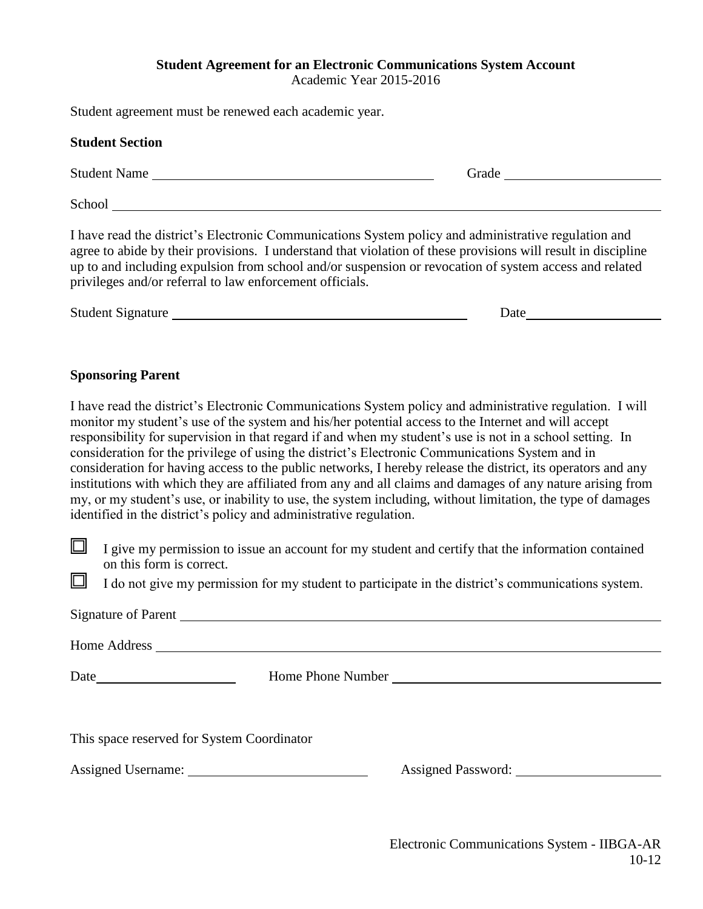**Student Agreement for an Electronic Communications System Account**
Academic Year 2015-2016

Student agreement must be renewed each academic year.

**Student Section**

Student Name ______________________________ Grade ________________

School ______________________________________________________________

I have read the district's Electronic Communications System policy and administrative regulation and agree to abide by their provisions. I understand that violation of these provisions will result in discipline up to and including expulsion from school and/or suspension or revocation of system access and related privileges and/or referral to law enforcement officials.

Student Signature ________________________________ Date______________

**Sponsoring Parent**

I have read the district's Electronic Communications System policy and administrative regulation. I will monitor my student's use of the system and his/her potential access to the Internet and will accept responsibility for supervision in that regard if and when my student's use is not in a school setting. In consideration for the privilege of using the district's Electronic Communications System and in consideration for having access to the public networks, I hereby release the district, its operators and any institutions with which they are affiliated from any and all claims and damages of any nature arising from my, or my student's use, or inability to use, the system including, without limitation, the type of damages identified in the district's policy and administrative regulation.

☐ I give my permission to issue an account for my student and certify that the information contained on this form is correct.

☐ I do not give my permission for my student to participate in the district's communications system.

Signature of Parent ________________________________________________

Home Address _____________________________________________________

Date________________ Home Phone Number _____________________________

This space reserved for System Coordinator

Assigned Username: ____________________ Assigned Password: ________________

Electronic Communications System - IIBGA-AR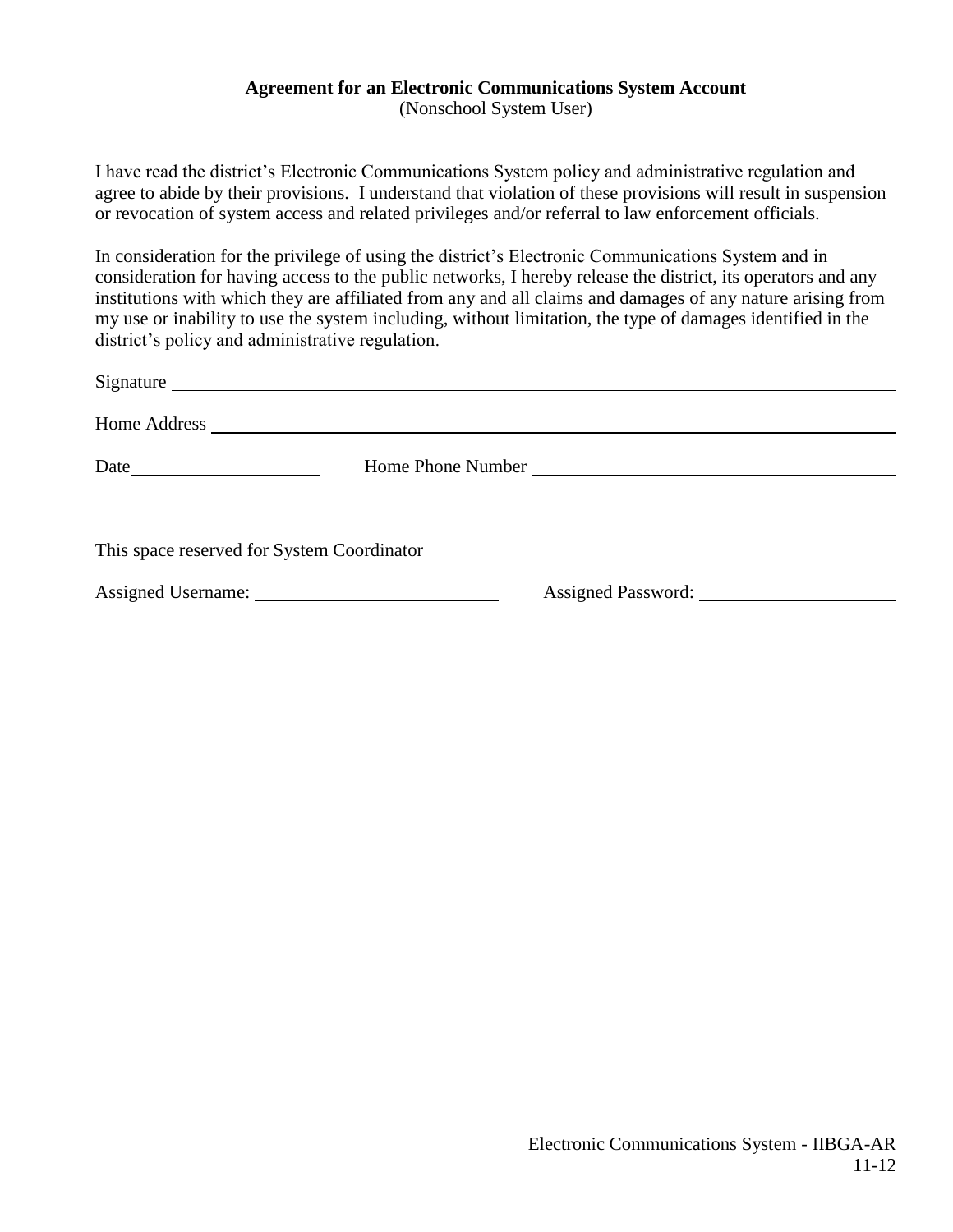**Agreement for an Electronic Communications System Account**
(Nonschool System User)

I have read the district's Electronic Communications System policy and administrative regulation and agree to abide by their provisions. I understand that violation of these provisions will result in suspension or revocation of system access and related privileges and/or referral to law enforcement officials.

In consideration for the privilege of using the district's Electronic Communications System and in consideration for having access to the public networks, I hereby release the district, its operators and any institutions with which they are affiliated from any and all claims and damages of any nature arising from my use or inability to use the system including, without limitation, the type of damages identified in the district's policy and administrative regulation.

Signature ______________________________________________

Home Address ______________________________________________

Date ____________________ Home Phone Number ______________________________

This space reserved for System Coordinator

Assigned Username: __________________________ Assigned Password: ____________________

Electronic Communications System - IIBGA-AR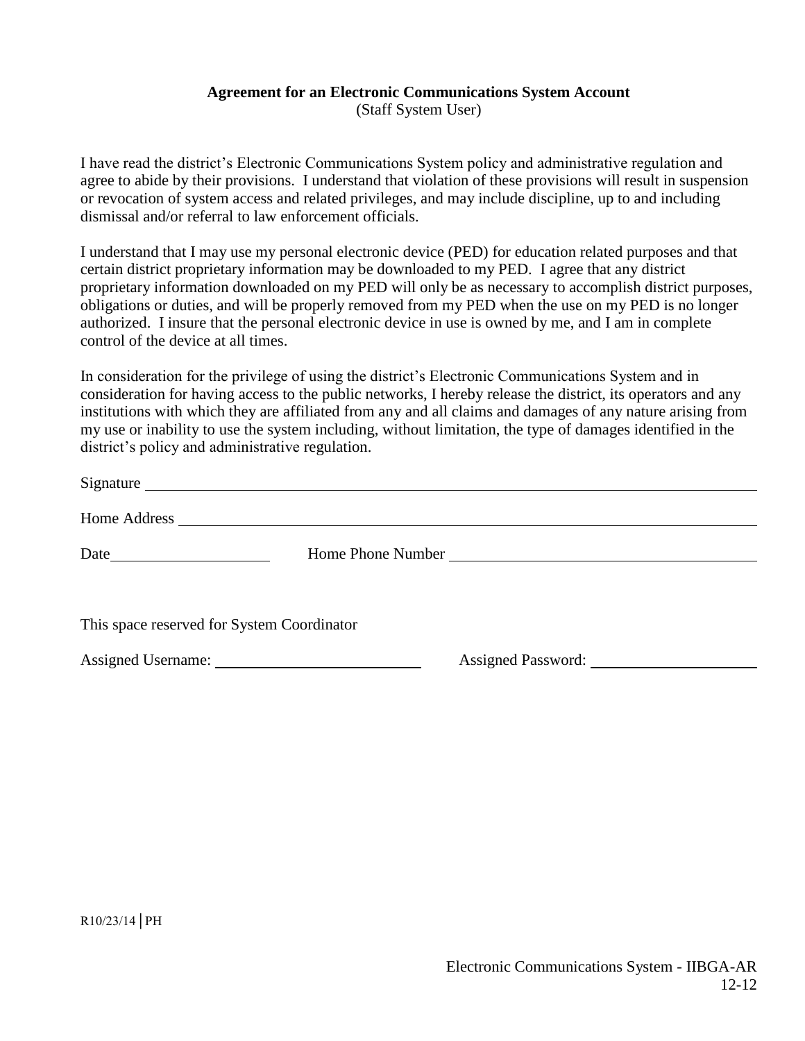**Agreement for an Electronic Communications System Account**
(Staff System User)

I have read the district's Electronic Communications System policy and administrative regulation and agree to abide by their provisions. I understand that violation of these provisions will result in suspension or revocation of system access and related privileges, and may include discipline, up to and including dismissal and/or referral to law enforcement officials.

I understand that I may use my personal electronic device (PED) for education related purposes and that certain district proprietary information may be downloaded to my PED. I agree that any district proprietary information downloaded on my PED will only be as necessary to accomplish district purposes, obligations or duties, and will be properly removed from my PED when the use on my PED is no longer authorized. I insure that the personal electronic device in use is owned by me, and I am in complete control of the device at all times.

In consideration for the privilege of using the district's Electronic Communications System and in consideration for having access to the public networks, I hereby release the district, its operators and any institutions with which they are affiliated from any and all claims and damages of any nature arising from my use or inability to use the system including, without limitation, the type of damages identified in the district's policy and administrative regulation.

Signature ______________________________________________

Home Address ______________________________________________

Date ____________________ Home Phone Number ______________________________

This space reserved for System Coordinator

Assigned Username: ______________________ Assigned Password: ______________________

R10/23/14│PH

Electronic Communications System - IIBGA-AR